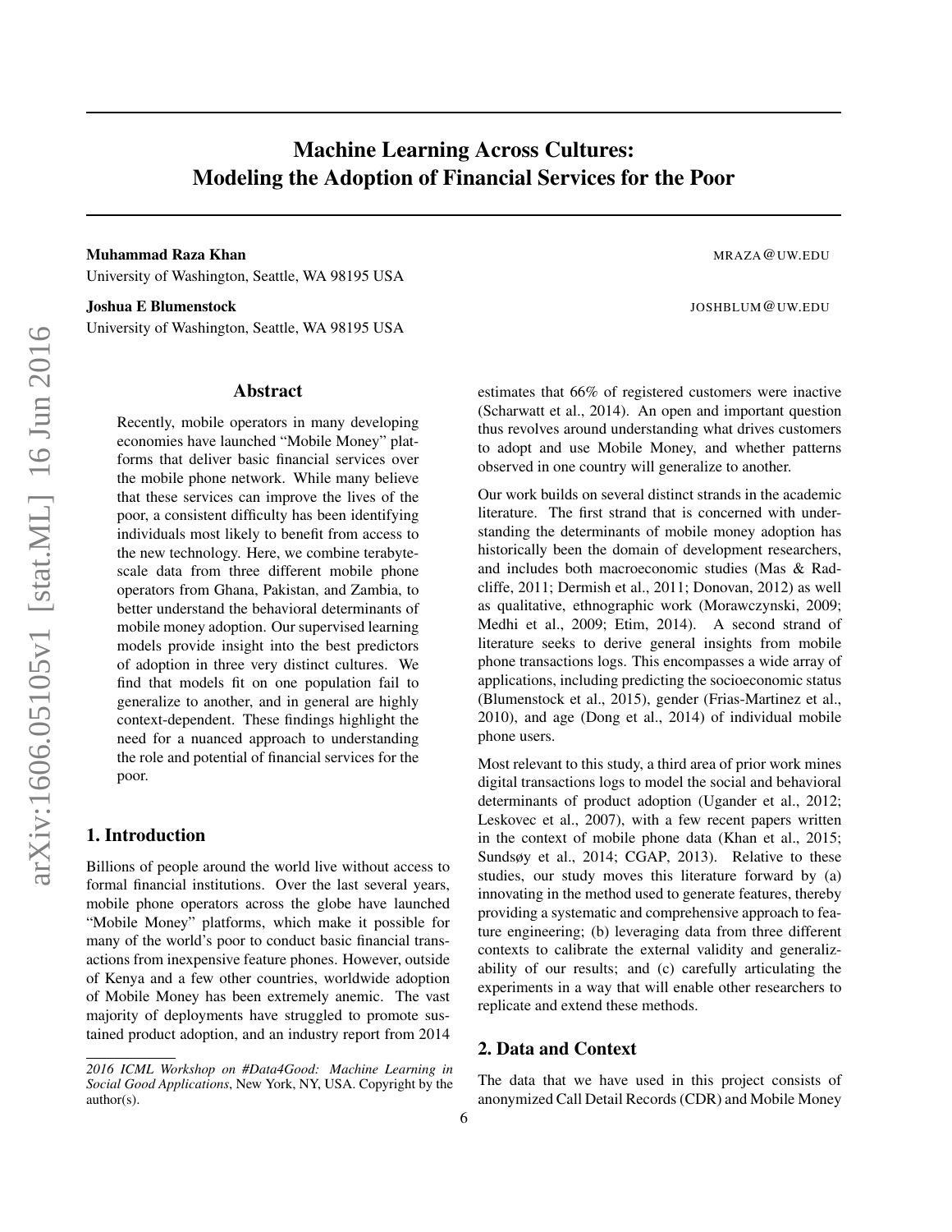# Machine Learning Across Cultures: Modeling the Adoption of Financial Services for the Poor

**Muhammad Raza Khan** MRAZA@UW.EDU
University of Washington, Seattle, WA 98195 USA

**Joshua E Blumenstock** JOSHBLUM@UW.EDU
University of Washington, Seattle, WA 98195 USA

## Abstract

Recently, mobile operators in many developing economies have launched "Mobile Money" platforms that deliver basic financial services over the mobile phone network. While many believe that these services can improve the lives of the poor, a consistent difficulty has been identifying individuals most likely to benefit from access to the new technology. Here, we combine terabyte-scale data from three different mobile phone operators from Ghana, Pakistan, and Zambia, to better understand the behavioral determinants of mobile money adoption. Our supervised learning models provide insight into the best predictors of adoption in three very distinct cultures. We find that models fit on one population fail to generalize to another, and in general are highly context-dependent. These findings highlight the need for a nuanced approach to understanding the role and potential of financial services for the poor.

## 1. Introduction

Billions of people around the world live without access to formal financial institutions. Over the last several years, mobile phone operators across the globe have launched "Mobile Money" platforms, which make it possible for many of the world's poor to conduct basic financial transactions from inexpensive feature phones. However, outside of Kenya and a few other countries, worldwide adoption of Mobile Money has been extremely anemic. The vast majority of deployments have struggled to promote sustained product adoption, and an industry report from 2014 estimates that 66% of registered customers were inactive (Scharwatt et al., 2014). An open and important question thus revolves around understanding what drives customers to adopt and use Mobile Money, and whether patterns observed in one country will generalize to another.

Our work builds on several distinct strands in the academic literature. The first strand that is concerned with understanding the determinants of mobile money adoption has historically been the domain of development researchers, and includes both macroeconomic studies (Mas & Radcliffe, 2011; Dermish et al., 2011; Donovan, 2012) as well as qualitative, ethnographic work (Morawczynski, 2009; Medhi et al., 2009; Etim, 2014). A second strand of literature seeks to derive general insights from mobile phone transactions logs. This encompasses a wide array of applications, including predicting the socioeconomic status (Blumenstock et al., 2015), gender (Frias-Martinez et al., 2010), and age (Dong et al., 2014) of individual mobile phone users.

Most relevant to this study, a third area of prior work mines digital transactions logs to model the social and behavioral determinants of product adoption (Ugander et al., 2012; Leskovec et al., 2007), with a few recent papers written in the context of mobile phone data (Khan et al., 2015; Sundsøy et al., 2014; CGAP, 2013). Relative to these studies, our study moves this literature forward by (a) innovating in the method used to generate features, thereby providing a systematic and comprehensive approach to feature engineering; (b) leveraging data from three different contexts to calibrate the external validity and generalizability of our results; and (c) carefully articulating the experiments in a way that will enable other researchers to replicate and extend these methods.

## 2. Data and Context

The data that we have used in this project consists of anonymized Call Detail Records (CDR) and Mobile Money

---

*2016 ICML Workshop on #Data4Good: Machine Learning in Social Good Applications*, New York, NY, USA. Copyright by the author(s).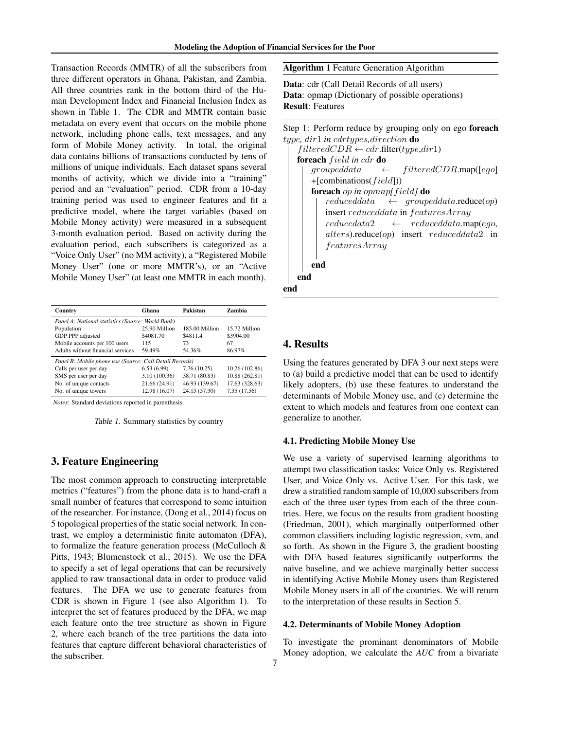Transaction Records (MMTR) of all the subscribers from three different operators in Ghana, Pakistan, and Zambia. All three countries rank in the bottom third of the Human Development Index and Financial Inclusion Index as shown in Table 1. The CDR and MMTR contain basic metadata on every event that occurs on the mobile phone network, including phone calls, text messages, and any form of Mobile Money activity. In total, the original data contains billions of transactions conducted by tens of millions of unique individuals. Each dataset spans several months of activity, which we divide into a "training" period and an "evaluation" period. CDR from a 10-day training period was used to engineer features and fit a predictive model, where the target variables (based on Mobile Money activity) were measured in a subsequent 3-month evaluation period. Based on activity during the evaluation period, each subscribers is categorized as a "Voice Only User" (no MM activity), a "Registered Mobile Money User" (one or more MMTR's), or an "Active Mobile Money User" (at least one MMTR in each month).

| Country | Ghana | Pakistan | Zambia |
|---|---|---|---|
| *Panel A: National statistics (Source: World Bank)* | | | |
| Population | 25.90 Million | 185.00 Million | 15.72 Million |
| GDP PPP adjusted | \$4081.70 | \$4811.4 | \$3904.00 |
| Mobile accounts per 100 users | 115 | 73 | 67 |
| Adults without financial services | 59.49% | 54.36% | 86.97% |
| *Panel B: Mobile phone use (Source: Call Detail Records)* | | | |
| Calls per user per day | 6.53 (6.99) | 7.76 (10.25) | 10.26 (102.86) |
| SMS per user per day | 3.10 (100.36) | 38.71 (80.83) | 10.88 (262.81) |
| No. of unique contacts | 21.66 (24.91) | 46.93 (139.67) | 17.63 (328.63) |
| No. of unique towers | 12.98 (16.07) | 24.15 (57.30) | 7.35 (17.56) |

*Notes*: Standard deviations reported in parenthesis.

Table 1. Summary statistics by country

## 3. Feature Engineering

The most common approach to constructing interpretable metrics ("features") from the phone data is to hand-craft a small number of features that correspond to some intuition of the researcher. For instance, (Dong et al., 2014) focus on 5 topological properties of the static social network. In contrast, we employ a deterministic finite automaton (DFA), to formalize the feature generation process (McCulloch & Pitts, 1943; Blumenstock et al., 2015). We use the DFA to specify a set of legal operations that can be recursively applied to raw transactional data in order to produce valid features. The DFA we use to generate features from CDR is shown in Figure 1 (see also Algorithm 1). To interpret the set of features produced by the DFA, we map each feature onto the tree structure as shown in Figure 2, where each branch of the tree partitions the data into features that capture different behavioral characteristics of the subscriber.

**Algorithm 1** Feature Generation Algorithm

**Data**: cdr (Call Detail Records of all users)
**Data**: opmap (Dictionary of possible operations)
**Result**: Features

Step 1: Perform reduce by grouping only on ego **foreach** *type, dir1 in cdrtypes,direction* **do**
- $filteredCDR \leftarrow cdr$.filter($type$,$dir1$)
- **foreach** $field$ *in cdr* **do**
  - $groupeddata \leftarrow filteredCDR$.map([$ego$] +[combinations($field$)])
  - **foreach** *op in opmap[*$field$*]* **do**
    - $reduceddata \leftarrow groupeddata$.reduce($op$)
    - insert $reduceddata$ in $featuresArray$
    - $reducedata2 \leftarrow reduceddata$.map($ego$, $alters$).reduce($op$) insert $reduceddata2$ in $featuresArray$
  - **end**
- **end**

**end**

## 4. Results

Using the features generated by DFA 3 our next steps were to (a) build a predictive model that can be used to identify likely adopters, (b) use these features to understand the determinants of Mobile Money use, and (c) determine the extent to which models and features from one context can generalize to another.

### 4.1. Predicting Mobile Money Use

We use a variety of supervised learning algorithms to attempt two classification tasks: Voice Only vs. Registered User, and Voice Only vs. Active User. For this task, we drew a stratified random sample of 10,000 subscribers from each of the three user types from each of the three countries. Here, we focus on the results from gradient boosting (Friedman, 2001), which marginally outperformed other common classifiers including logistic regression, svm, and so forth. As shown in the Figure 3, the gradient boosting with DFA based features significantly outperforms the naive baseline, and we achieve marginally better success in identifying Active Mobile Money users than Registered Mobile Money users in all of the countries. We will return to the interpretation of these results in Section 5.

### 4.2. Determinants of Mobile Money Adoption

To investigate the prominant denominators of Mobile Money adoption, we calculate the *AUC* from a bivariate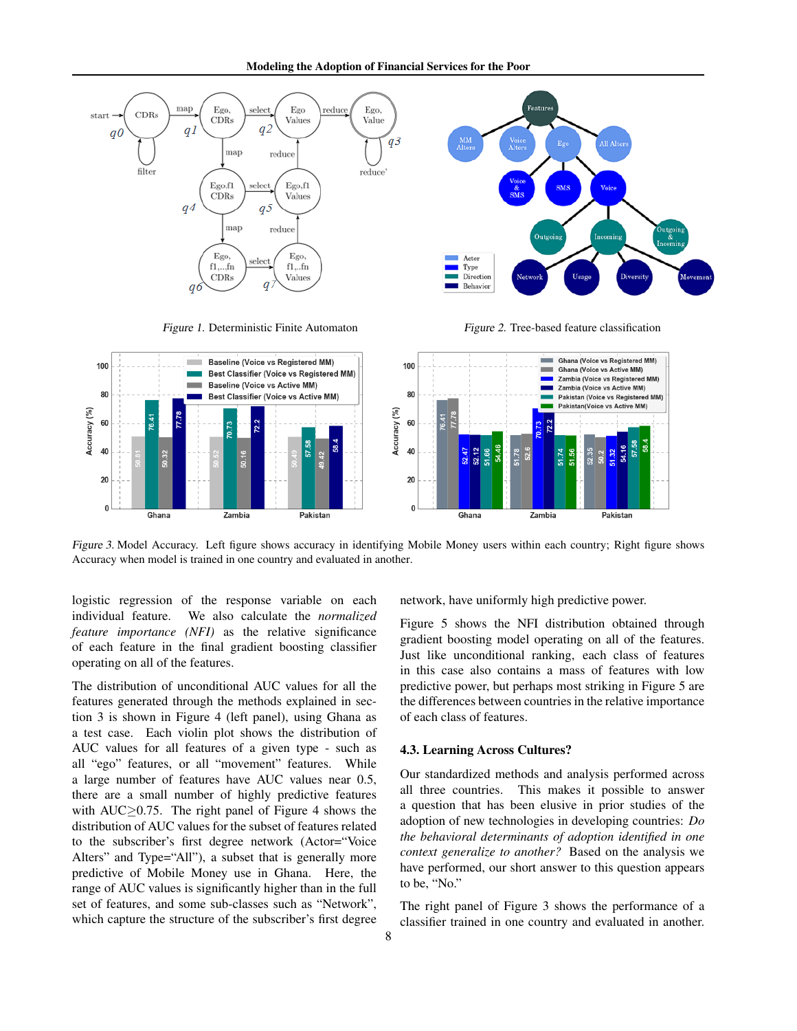*Figure 1.* Deterministic Finite Automaton

*Figure 2.* Tree-based feature classification

*Figure 3.* Model Accuracy. Left figure shows accuracy in identifying Mobile Money users within each country; Right figure shows Accuracy when model is trained in one country and evaluated in another.

logistic regression of the response variable on each individual feature. We also calculate the *normalized feature importance (NFI)* as the relative significance of each feature in the final gradient boosting classifier operating on all of the features.

The distribution of unconditional AUC values for all the features generated through the methods explained in section 3 is shown in Figure 4 (left panel), using Ghana as a test case. Each violin plot shows the distribution of AUC values for all features of a given type - such as all "ego" features, or all "movement" features. While a large number of features have AUC values near 0.5, there are a small number of highly predictive features with AUC≥0.75. The right panel of Figure 4 shows the distribution of AUC values for the subset of features related to the subscriber's first degree network (Actor="Voice Alters" and Type="All"), a subset that is generally more predictive of Mobile Money use in Ghana. Here, the range of AUC values is significantly higher than in the full set of features, and some sub-classes such as "Network", which capture the structure of the subscriber's first degree network, have uniformly high predictive power.

Figure 5 shows the NFI distribution obtained through gradient boosting model operating on all of the features. Just like unconditional ranking, each class of features in this case also contains a mass of features with low predictive power, but perhaps most striking in Figure 5 are the differences between countries in the relative importance of each class of features.

### 4.3. Learning Across Cultures?

Our standardized methods and analysis performed across all three countries. This makes it possible to answer a question that has been elusive in prior studies of the adoption of new technologies in developing countries: *Do the behavioral determinants of adoption identified in one context generalize to another?* Based on the analysis we have performed, our short answer to this question appears to be, "No."

The right panel of Figure 3 shows the performance of a classifier trained in one country and evaluated in another.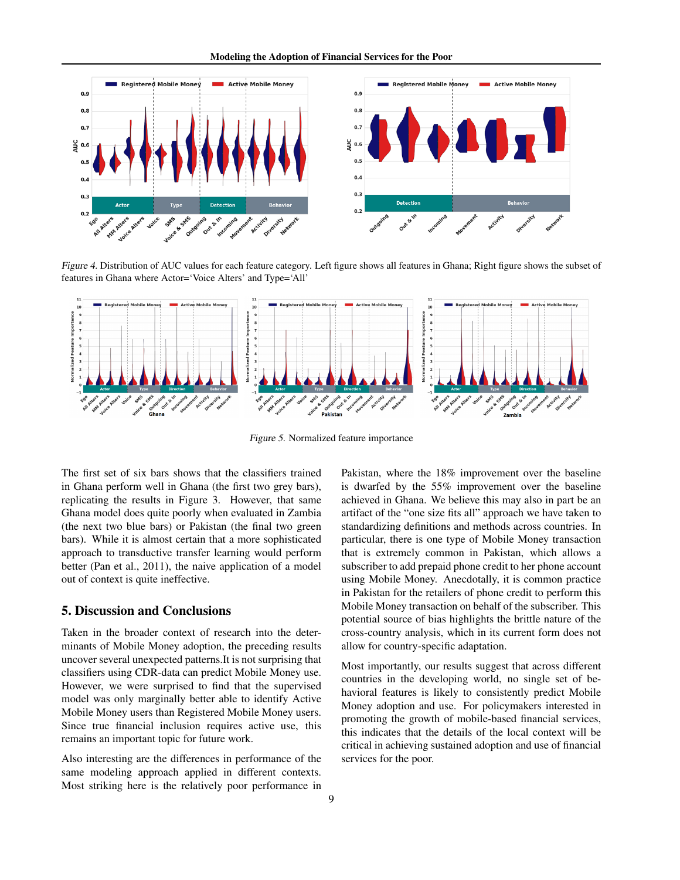*Figure 4.* Distribution of AUC values for each feature category. Left figure shows all features in Ghana; Right figure shows the subset of features in Ghana where Actor='Voice Alters' and Type='All'

*Figure 5.* Normalized feature importance

The first set of six bars shows that the classifiers trained in Ghana perform well in Ghana (the first two grey bars), replicating the results in Figure 3. However, that same Ghana model does quite poorly when evaluated in Zambia (the next two blue bars) or Pakistan (the final two green bars). While it is almost certain that a more sophisticated approach to transductive transfer learning would perform better (Pan et al., 2011), the naive application of a model out of context is quite ineffective.

## 5. Discussion and Conclusions

Taken in the broader context of research into the determinants of Mobile Money adoption, the preceding results uncover several unexpected patterns.It is not surprising that classifiers using CDR-data can predict Mobile Money use. However, we were surprised to find that the supervised model was only marginally better able to identify Active Mobile Money users than Registered Mobile Money users. Since true financial inclusion requires active use, this remains an important topic for future work.

Also interesting are the differences in performance of the same modeling approach applied in different contexts. Most striking here is the relatively poor performance in Pakistan, where the 18% improvement over the baseline is dwarfed by the 55% improvement over the baseline achieved in Ghana. We believe this may also in part be an artifact of the "one size fits all" approach we have taken to standardizing definitions and methods across countries. In particular, there is one type of Mobile Money transaction that is extremely common in Pakistan, which allows a subscriber to add prepaid phone credit to her phone account using Mobile Money. Anecdotally, it is common practice in Pakistan for the retailers of phone credit to perform this Mobile Money transaction on behalf of the subscriber. This potential source of bias highlights the brittle nature of the cross-country analysis, which in its current form does not allow for country-specific adaptation.

Most importantly, our results suggest that across different countries in the developing world, no single set of behavioral features is likely to consistently predict Mobile Money adoption and use. For policymakers interested in promoting the growth of mobile-based financial services, this indicates that the details of the local context will be critical in achieving sustained adoption and use of financial services for the poor.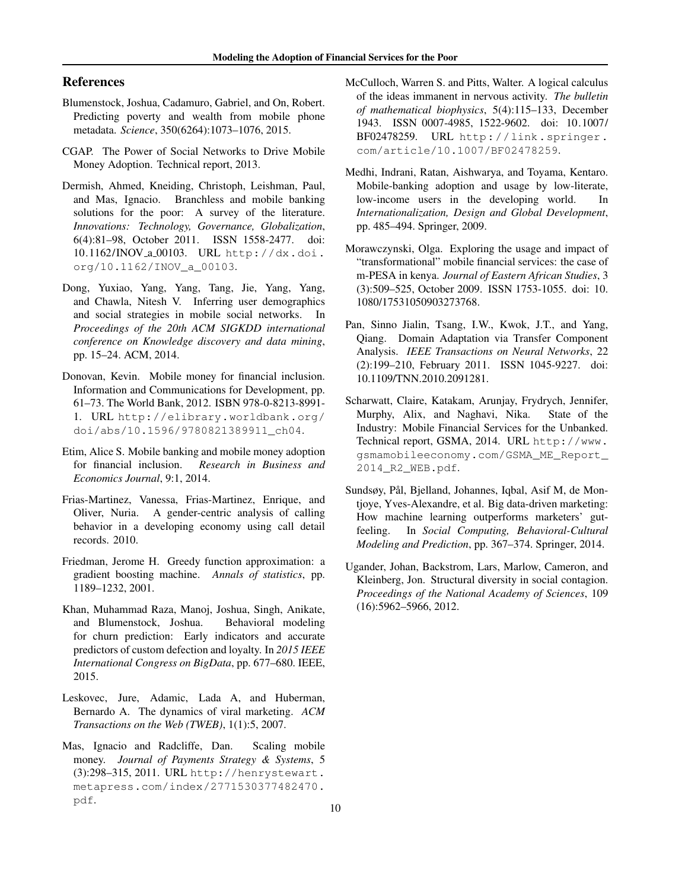## References

Blumenstock, Joshua, Cadamuro, Gabriel, and On, Robert. Predicting poverty and wealth from mobile phone metadata. *Science*, 350(6264):1073–1076, 2015.

CGAP. The Power of Social Networks to Drive Mobile Money Adoption. Technical report, 2013.

Dermish, Ahmed, Kneiding, Christoph, Leishman, Paul, and Mas, Ignacio. Branchless and mobile banking solutions for the poor: A survey of the literature. *Innovations: Technology, Governance, Globalization*, 6(4):81–98, October 2011. ISSN 1558-2477. doi: 10.1162/INOV_a_00103. URL http://dx.doi.org/10.1162/INOV_a_00103.

Dong, Yuxiao, Yang, Yang, Tang, Jie, Yang, Yang, and Chawla, Nitesh V. Inferring user demographics and social strategies in mobile social networks. In *Proceedings of the 20th ACM SIGKDD international conference on Knowledge discovery and data mining*, pp. 15–24. ACM, 2014.

Donovan, Kevin. Mobile money for financial inclusion. Information and Communications for Development, pp. 61–73. The World Bank, 2012. ISBN 978-0-8213-8991-1. URL http://elibrary.worldbank.org/doi/abs/10.1596/9780821389911_ch04.

Etim, Alice S. Mobile banking and mobile money adoption for financial inclusion. *Research in Business and Economics Journal*, 9:1, 2014.

Frias-Martinez, Vanessa, Frias-Martinez, Enrique, and Oliver, Nuria. A gender-centric analysis of calling behavior in a developing economy using call detail records. 2010.

Friedman, Jerome H. Greedy function approximation: a gradient boosting machine. *Annals of statistics*, pp. 1189–1232, 2001.

Khan, Muhammad Raza, Manoj, Joshua, Singh, Anikate, and Blumenstock, Joshua. Behavioral modeling for churn prediction: Early indicators and accurate predictors of custom defection and loyalty. In *2015 IEEE International Congress on BigData*, pp. 677–680. IEEE, 2015.

Leskovec, Jure, Adamic, Lada A, and Huberman, Bernardo A. The dynamics of viral marketing. *ACM Transactions on the Web (TWEB)*, 1(1):5, 2007.

Mas, Ignacio and Radcliffe, Dan. Scaling mobile money. *Journal of Payments Strategy & Systems*, 5 (3):298–315, 2011. URL http://henrystewart.metapress.com/index/2771530377482470.pdf.

McCulloch, Warren S. and Pitts, Walter. A logical calculus of the ideas immanent in nervous activity. *The bulletin of mathematical biophysics*, 5(4):115–133, December 1943. ISSN 0007-4985, 1522-9602. doi: 10.1007/BF02478259. URL http://link.springer.com/article/10.1007/BF02478259.

Medhi, Indrani, Ratan, Aishwarya, and Toyama, Kentaro. Mobile-banking adoption and usage by low-literate, low-income users in the developing world. In *Internationalization, Design and Global Development*, pp. 485–494. Springer, 2009.

Morawczynski, Olga. Exploring the usage and impact of "transformational" mobile financial services: the case of m-PESA in kenya. *Journal of Eastern African Studies*, 3 (3):509–525, October 2009. ISSN 1753-1055. doi: 10.1080/17531050903273768.

Pan, Sinno Jialin, Tsang, I.W., Kwok, J.T., and Yang, Qiang. Domain Adaptation via Transfer Component Analysis. *IEEE Transactions on Neural Networks*, 22 (2):199–210, February 2011. ISSN 1045-9227. doi: 10.1109/TNN.2010.2091281.

Scharwatt, Claire, Katakam, Arunjay, Frydrych, Jennifer, Murphy, Alix, and Naghavi, Nika. State of the Industry: Mobile Financial Services for the Unbanked. Technical report, GSMA, 2014. URL http://www.gsmamobileeconomy.com/GSMA_ME_Report_2014_R2_WEB.pdf.

Sundsøy, Pål, Bjelland, Johannes, Iqbal, Asif M, de Montjoye, Yves-Alexandre, et al. Big data-driven marketing: How machine learning outperforms marketers' gut-feeling. In *Social Computing, Behavioral-Cultural Modeling and Prediction*, pp. 367–374. Springer, 2014.

Ugander, Johan, Backstrom, Lars, Marlow, Cameron, and Kleinberg, Jon. Structural diversity in social contagion. *Proceedings of the National Academy of Sciences*, 109 (16):5962–5966, 2012.